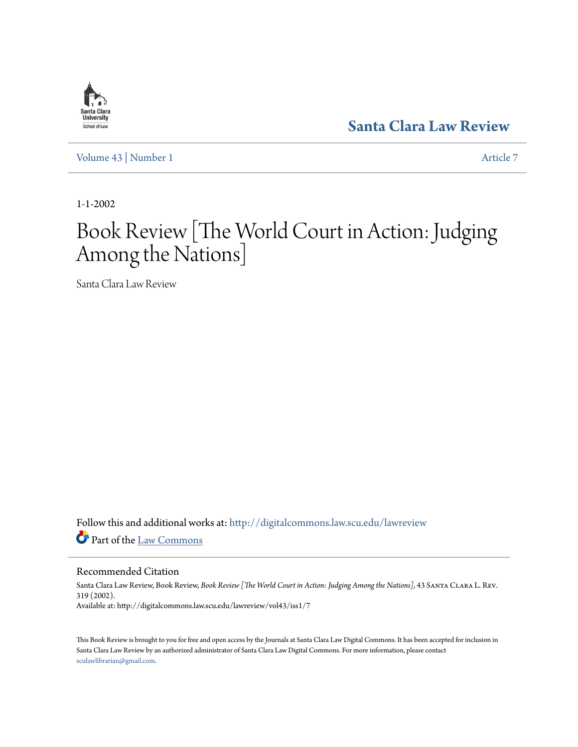Santa Clara University School of Law

# Santa Clara Law Review

Volume 43 | Number 1 Article 7

1-1-2002

# Book Review [The World Court in Action: Judging Among the Nations]

Santa Clara Law Review

Follow this and additional works at: http://digitalcommons.law.scu.edu/lawreview

Part of the Law Commons

## Recommended Citation

Santa Clara Law Review, Book Review, *Book Review [The World Court in Action: Judging Among the Nations]*, 43 Santa Clara L. Rev. 319 (2002).
Available at: http://digitalcommons.law.scu.edu/lawreview/vol43/iss1/7

This Book Review is brought to you for free and open access by the Journals at Santa Clara Law Digital Commons. It has been accepted for inclusion in Santa Clara Law Review by an authorized administrator of Santa Clara Law Digital Commons. For more information, please contact sculawlibrarian@gmail.com.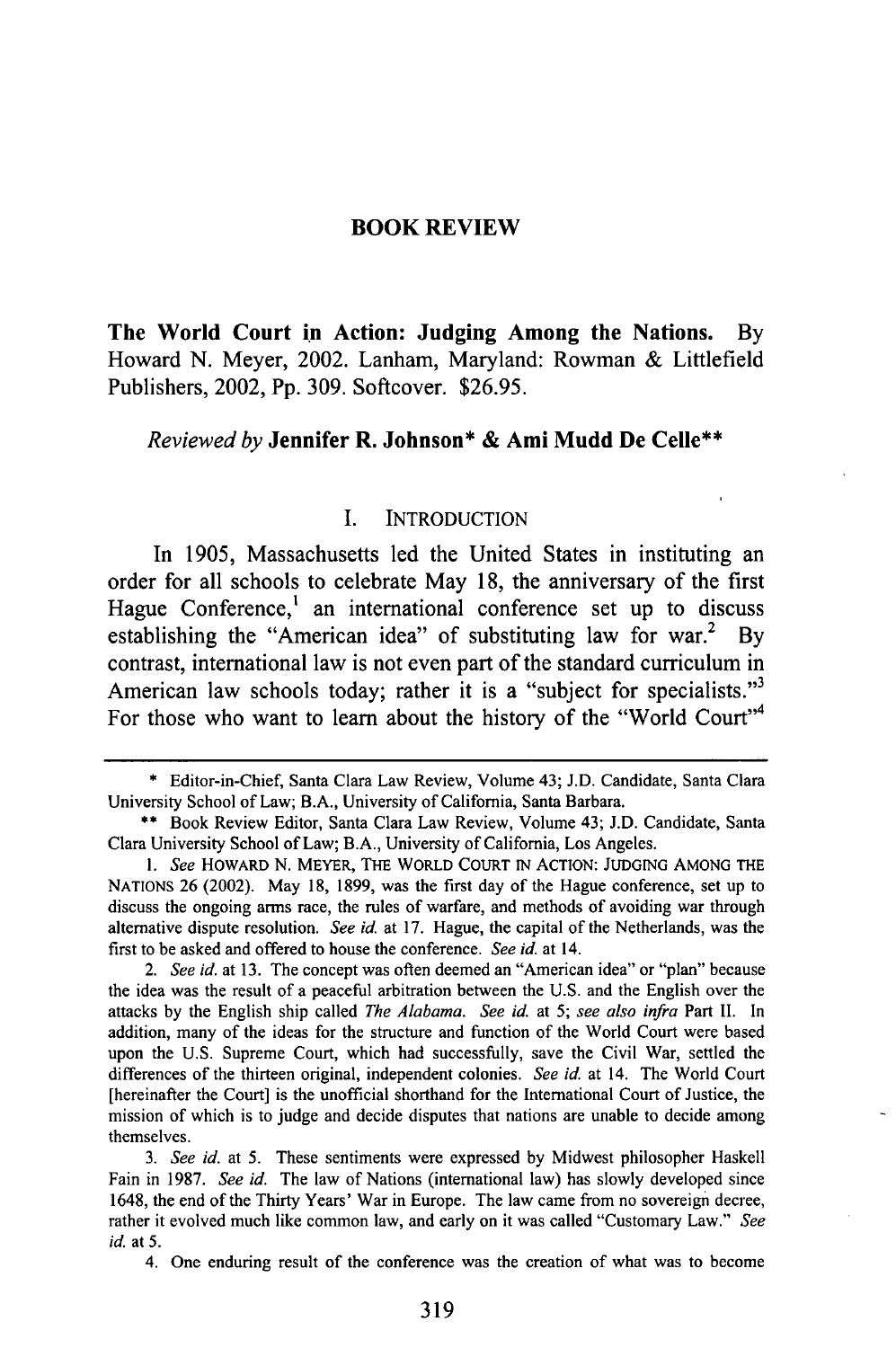## BOOK REVIEW

**The World Court in Action: Judging Among the Nations.** By Howard N. Meyer, 2002. Lanham, Maryland: Rowman & Littlefield Publishers, 2002, Pp. 309. Softcover. $26.95.

*Reviewed by* **Jennifer R. Johnson\* & Ami Mudd De Celle\*\***

### I. INTRODUCTION

In 1905, Massachusetts led the United States in instituting an order for all schools to celebrate May 18, the anniversary of the first Hague Conference,[1] an international conference set up to discuss establishing the "American idea" of substituting law for war.[2] By contrast, international law is not even part of the standard curriculum in American law schools today; rather it is a "subject for specialists."[3] For those who want to learn about the history of the "World Court"[4]

---

\* Editor-in-Chief, Santa Clara Law Review, Volume 43; J.D. Candidate, Santa Clara University School of Law; B.A., University of California, Santa Barbara.

\*\* Book Review Editor, Santa Clara Law Review, Volume 43; J.D. Candidate, Santa Clara University School of Law; B.A., University of California, Los Angeles.

1. *See* HOWARD N. MEYER, THE WORLD COURT IN ACTION: JUDGING AMONG THE NATIONS 26 (2002). May 18, 1899, was the first day of the Hague conference, set up to discuss the ongoing arms race, the rules of warfare, and methods of avoiding war through alternative dispute resolution. *See id.* at 17. Hague, the capital of the Netherlands, was the first to be asked and offered to house the conference. *See id.* at 14.

2. *See id.* at 13. The concept was often deemed an "American idea" or "plan" because the idea was the result of a peaceful arbitration between the U.S. and the English over the attacks by the English ship called *The Alabama*. *See id.* at 5; *see also infra* Part II. In addition, many of the ideas for the structure and function of the World Court were based upon the U.S. Supreme Court, which had successfully, save the Civil War, settled the differences of the thirteen original, independent colonies. *See id.* at 14. The World Court [hereinafter the Court] is the unofficial shorthand for the International Court of Justice, the mission of which is to judge and decide disputes that nations are unable to decide among themselves.

3. *See id.* at 5. These sentiments were expressed by Midwest philosopher Haskell Fain in 1987. *See id.* The law of Nations (international law) has slowly developed since 1648, the end of the Thirty Years' War in Europe. The law came from no sovereign decree, rather it evolved much like common law, and early on it was called "Customary Law." *See id.* at 5.

4. One enduring result of the conference was the creation of what was to become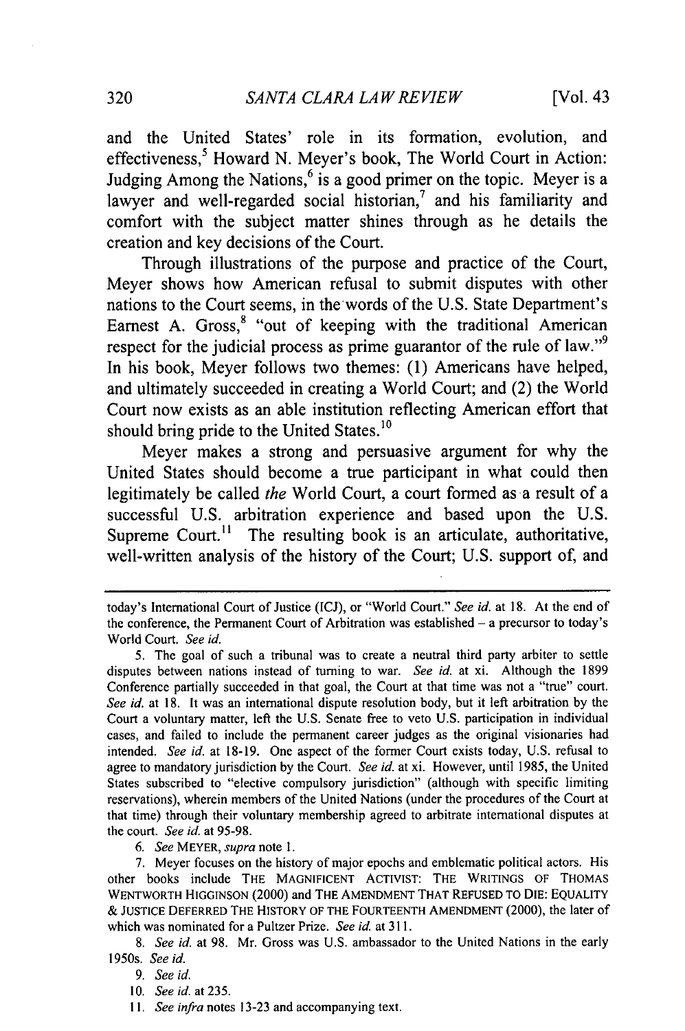and the United States' role in its formation, evolution, and effectiveness,[5] Howard N. Meyer's book, The World Court in Action: Judging Among the Nations,[6] is a good primer on the topic. Meyer is a lawyer and well-regarded social historian,[7] and his familiarity and comfort with the subject matter shines through as he details the creation and key decisions of the Court.

Through illustrations of the purpose and practice of the Court, Meyer shows how American refusal to submit disputes with other nations to the Court seems, in the words of the U.S. State Department's Earnest A. Gross,[8] "out of keeping with the traditional American respect for the judicial process as prime guarantor of the rule of law."[9] In his book, Meyer follows two themes: (1) Americans have helped, and ultimately succeeded in creating a World Court; and (2) the World Court now exists as an able institution reflecting American effort that should bring pride to the United States.[10]

Meyer makes a strong and persuasive argument for why the United States should become a true participant in what could then legitimately be called *the* World Court, a court formed as a result of a successful U.S. arbitration experience and based upon the U.S. Supreme Court.[11] The resulting book is an articulate, authoritative, well-written analysis of the history of the Court; U.S. support of, and

---

today's International Court of Justice (ICJ), or "World Court." *See id.* at 18. At the end of the conference, the Permanent Court of Arbitration was established – a precursor to today's World Court. *See id.*

5. The goal of such a tribunal was to create a neutral third party arbiter to settle disputes between nations instead of turning to war. *See id.* at xi. Although the 1899 Conference partially succeeded in that goal, the Court at that time was not a "true" court. *See id.* at 18. It was an international dispute resolution body, but it left arbitration by the Court a voluntary matter, left the U.S. Senate free to veto U.S. participation in individual cases, and failed to include the permanent career judges as the original visionaries had intended. *See id.* at 18-19. One aspect of the former Court exists today, U.S. refusal to agree to mandatory jurisdiction by the Court. *See id.* at xi. However, until 1985, the United States subscribed to "elective compulsory jurisdiction" (although with specific limiting reservations), wherein members of the United Nations (under the procedures of the Court at that time) through their voluntary membership agreed to arbitrate international disputes at the court. *See id.* at 95-98.

6. *See* MEYER, *supra* note 1.

7. Meyer focuses on the history of major epochs and emblematic political actors. His other books include THE MAGNIFICENT ACTIVIST: THE WRITINGS OF THOMAS WENTWORTH HIGGINSON (2000) and THE AMENDMENT THAT REFUSED TO DIE: EQUALITY & JUSTICE DEFERRED THE HISTORY OF THE FOURTEENTH AMENDMENT (2000), the later of which was nominated for a Pultzer Prize. *See id.* at 311.

8. *See id.* at 98. Mr. Gross was U.S. ambassador to the United Nations in the early 1950s. *See id.*

9. *See id.*

10. *See id.* at 235.

11. *See infra* notes 13-23 and accompanying text.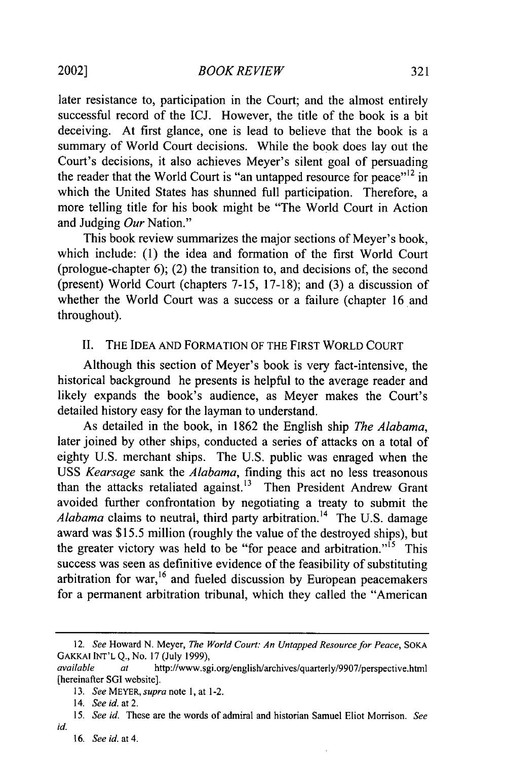later resistance to, participation in the Court; and the almost entirely successful record of the ICJ. However, the title of the book is a bit deceiving. At first glance, one is lead to believe that the book is a summary of World Court decisions. While the book does lay out the Court's decisions, it also achieves Meyer's silent goal of persuading the reader that the World Court is "an untapped resource for peace"[12] in which the United States has shunned full participation. Therefore, a more telling title for his book might be "The World Court in Action and Judging *Our* Nation."

This book review summarizes the major sections of Meyer's book, which include: (1) the idea and formation of the first World Court (prologue-chapter 6); (2) the transition to, and decisions of, the second (present) World Court (chapters 7-15, 17-18); and (3) a discussion of whether the World Court was a success or a failure (chapter 16 and throughout).

## II. THE IDEA AND FORMATION OF THE FIRST WORLD COURT

Although this section of Meyer's book is very fact-intensive, the historical background he presents is helpful to the average reader and likely expands the book's audience, as Meyer makes the Court's detailed history easy for the layman to understand.

As detailed in the book, in 1862 the English ship *The Alabama*, later joined by other ships, conducted a series of attacks on a total of eighty U.S. merchant ships. The U.S. public was enraged when the USS *Kearsage* sank the *Alabama*, finding this act no less treasonous than the attacks retaliated against.[13] Then President Andrew Grant avoided further confrontation by negotiating a treaty to submit the *Alabama* claims to neutral, third party arbitration.[14] The U.S. damage award was $15.5 million (roughly the value of the destroyed ships), but the greater victory was held to be "for peace and arbitration."[15] This success was seen as definitive evidence of the feasibility of substituting arbitration for war,[16] and fueled discussion by European peacemakers for a permanent arbitration tribunal, which they called the "American

---

12. *See* Howard N. Meyer, *The World Court: An Untapped Resource for Peace*, SOKA GAKKAI INT'L Q., No. 17 (July 1999), *available at* http://www.sgi.org/english/archives/quarterly/9907/perspective.html [hereinafter SGI website].

13. *See* MEYER, *supra* note 1, at 1-2.

14. *See id.* at 2.

15. *See id.* These are the words of admiral and historian Samuel Eliot Morrison. *See id.*

16. *See id.* at 4.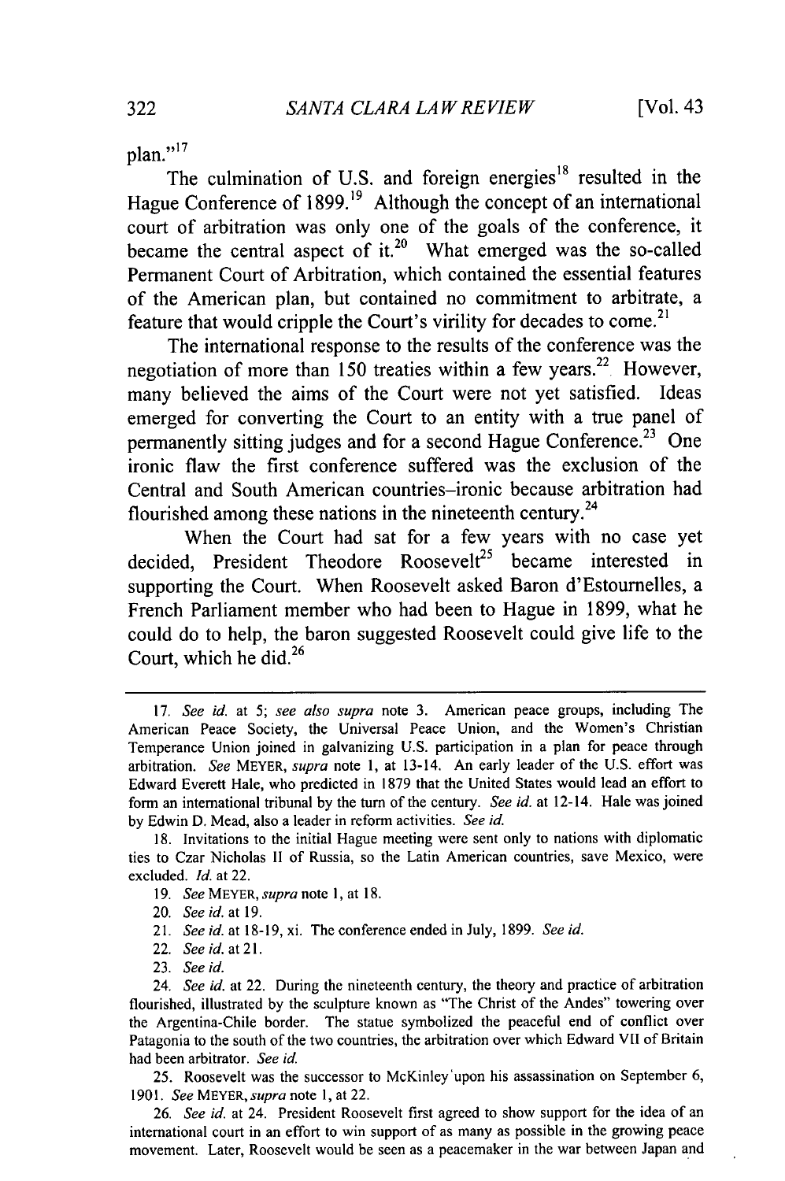plan."[17]

The culmination of U.S. and foreign energies[18] resulted in the Hague Conference of 1899.[19] Although the concept of an international court of arbitration was only one of the goals of the conference, it became the central aspect of it.[20] What emerged was the so-called Permanent Court of Arbitration, which contained the essential features of the American plan, but contained no commitment to arbitrate, a feature that would cripple the Court's virility for decades to come.[21]

The international response to the results of the conference was the negotiation of more than 150 treaties within a few years.[22] However, many believed the aims of the Court were not yet satisfied. Ideas emerged for converting the Court to an entity with a true panel of permanently sitting judges and for a second Hague Conference.[23] One ironic flaw the first conference suffered was the exclusion of the Central and South American countries–ironic because arbitration had flourished among these nations in the nineteenth century.[24]

When the Court had sat for a few years with no case yet decided, President Theodore Roosevelt[25] became interested in supporting the Court. When Roosevelt asked Baron d'Estournelles, a French Parliament member who had been to Hague in 1899, what he could do to help, the baron suggested Roosevelt could give life to the Court, which he did.[26]

---

17. *See id.* at 5; *see also supra* note 3. American peace groups, including The American Peace Society, the Universal Peace Union, and the Women's Christian Temperance Union joined in galvanizing U.S. participation in a plan for peace through arbitration. *See* MEYER, *supra* note 1, at 13-14. An early leader of the U.S. effort was Edward Everett Hale, who predicted in 1879 that the United States would lead an effort to form an international tribunal by the turn of the century. *See id.* at 12-14. Hale was joined by Edwin D. Mead, also a leader in reform activities. *See id.*

18. Invitations to the initial Hague meeting were sent only to nations with diplomatic ties to Czar Nicholas II of Russia, so the Latin American countries, save Mexico, were excluded. *Id.* at 22.

19. *See* MEYER, *supra* note 1, at 18.

20. *See id.* at 19.

21. *See id.* at 18-19, xi. The conference ended in July, 1899. *See id.*

22. *See id.* at 21.

23. *See id.*

24. *See id.* at 22. During the nineteenth century, the theory and practice of arbitration flourished, illustrated by the sculpture known as "The Christ of the Andes" towering over the Argentina-Chile border. The statue symbolized the peaceful end of conflict over Patagonia to the south of the two countries, the arbitration over which Edward VII of Britain had been arbitrator. *See id.*

25. Roosevelt was the successor to McKinley upon his assassination on September 6, 1901. *See* MEYER, *supra* note 1, at 22.

26. *See id.* at 24. President Roosevelt first agreed to show support for the idea of an international court in an effort to win support of as many as possible in the growing peace movement. Later, Roosevelt would be seen as a peacemaker in the war between Japan and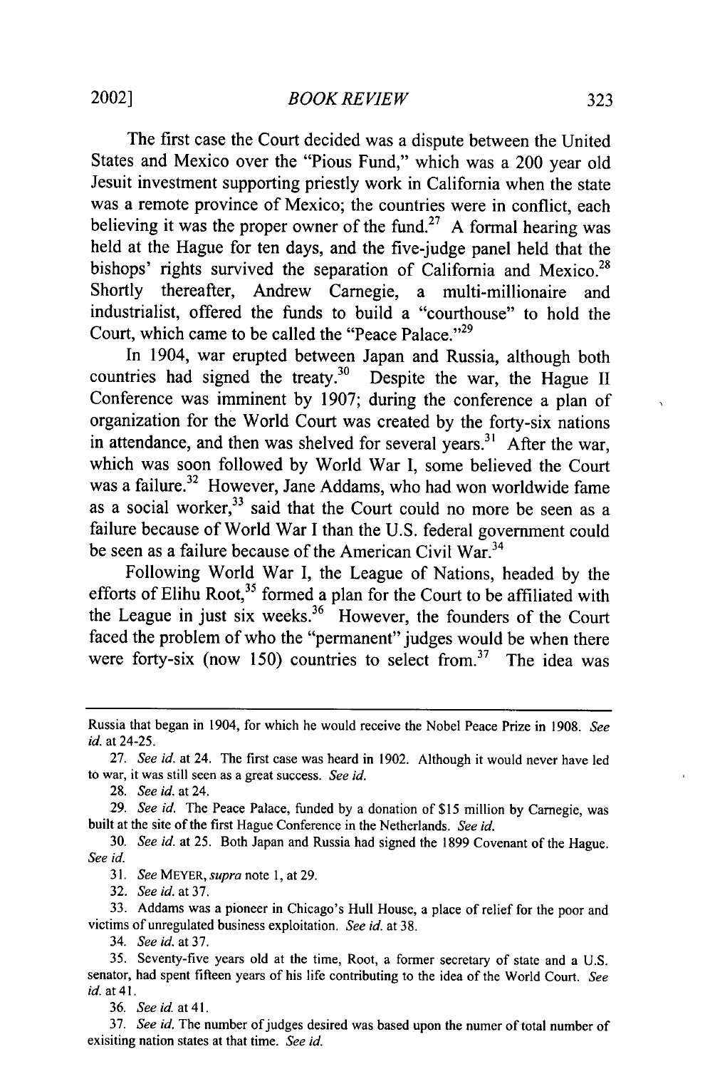The first case the Court decided was a dispute between the United States and Mexico over the "Pious Fund," which was a 200 year old Jesuit investment supporting priestly work in California when the state was a remote province of Mexico; the countries were in conflict, each believing it was the proper owner of the fund.[27] A formal hearing was held at the Hague for ten days, and the five-judge panel held that the bishops' rights survived the separation of California and Mexico.[28] Shortly thereafter, Andrew Carnegie, a multi-millionaire and industrialist, offered the funds to build a "courthouse" to hold the Court, which came to be called the "Peace Palace."[29]

In 1904, war erupted between Japan and Russia, although both countries had signed the treaty.[30] Despite the war, the Hague II Conference was imminent by 1907; during the conference a plan of organization for the World Court was created by the forty-six nations in attendance, and then was shelved for several years.[31] After the war, which was soon followed by World War I, some believed the Court was a failure.[32] However, Jane Addams, who had won worldwide fame as a social worker,[33] said that the Court could no more be seen as a failure because of World War I than the U.S. federal government could be seen as a failure because of the American Civil War.[34]

Following World War I, the League of Nations, headed by the efforts of Elihu Root,[35] formed a plan for the Court to be affiliated with the League in just six weeks.[36] However, the founders of the Court faced the problem of who the "permanent" judges would be when there were forty-six (now 150) countries to select from.[37] The idea was

---

Russia that began in 1904, for which he would receive the Nobel Peace Prize in 1908. *See id.* at 24-25.

27. *See id.* at 24. The first case was heard in 1902. Although it would never have led to war, it was still seen as a great success. *See id.*

28. *See id.* at 24.

29. *See id.* The Peace Palace, funded by a donation of $15 million by Carnegie, was built at the site of the first Hague Conference in the Netherlands. *See id.*

30. *See id.* at 25. Both Japan and Russia had signed the 1899 Covenant of the Hague. *See id.*

31. *See* MEYER, *supra* note 1, at 29.

32. *See id.* at 37.

33. Addams was a pioneer in Chicago's Hull House, a place of relief for the poor and victims of unregulated business exploitation. *See id.* at 38.

34. *See id.* at 37.

35. Seventy-five years old at the time, Root, a former secretary of state and a U.S. senator, had spent fifteen years of his life contributing to the idea of the World Court. *See id.* at 41.

36. *See id.* at 41.

37. *See id.* The number of judges desired was based upon the numer of total number of exisiting nation states at that time. *See id.*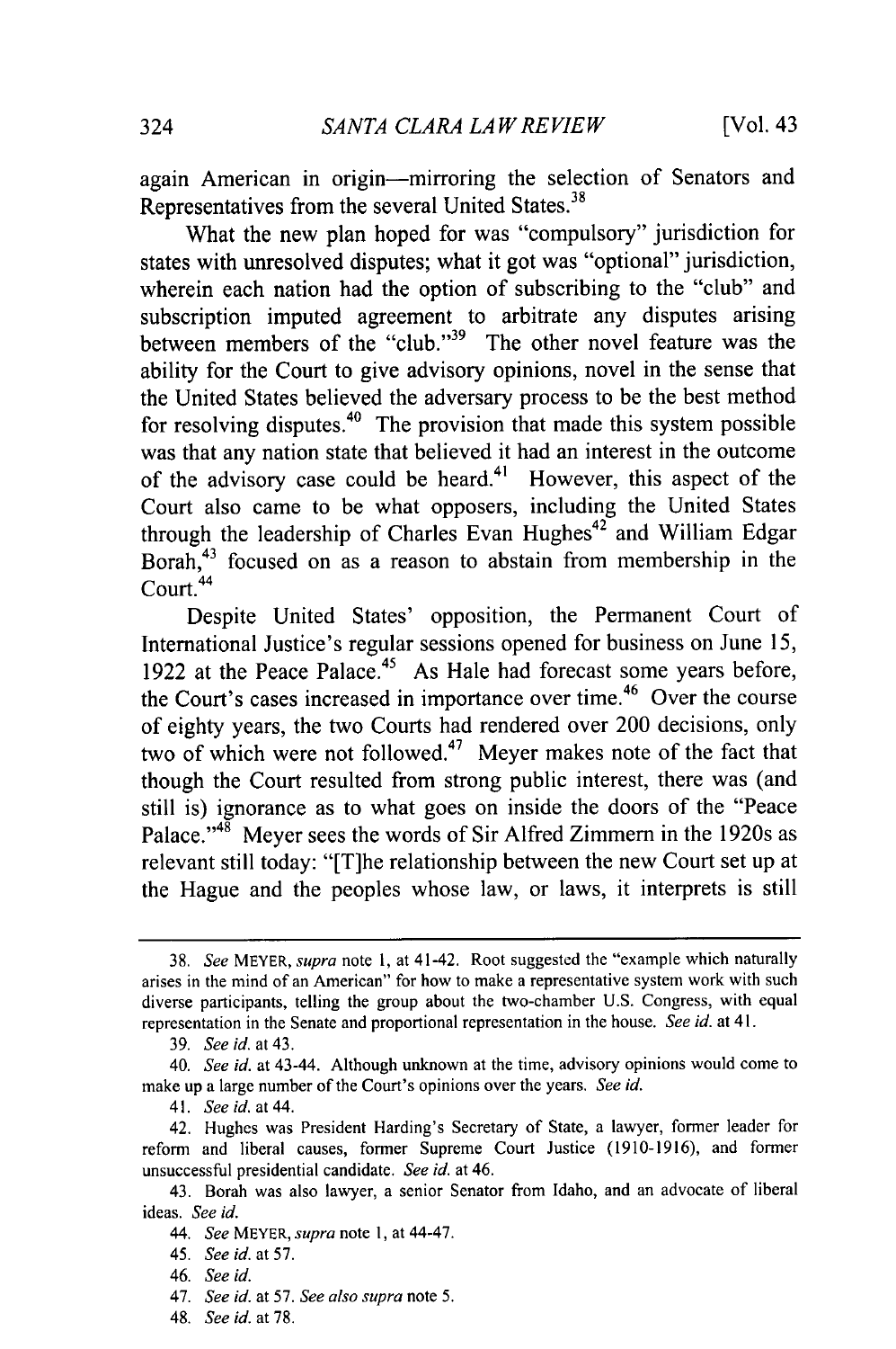again American in origin—mirroring the selection of Senators and Representatives from the several United States.[38]

What the new plan hoped for was "compulsory" jurisdiction for states with unresolved disputes; what it got was "optional" jurisdiction, wherein each nation had the option of subscribing to the "club" and subscription imputed agreement to arbitrate any disputes arising between members of the "club."[39] The other novel feature was the ability for the Court to give advisory opinions, novel in the sense that the United States believed the adversary process to be the best method for resolving disputes.[40] The provision that made this system possible was that any nation state that believed it had an interest in the outcome of the advisory case could be heard.[41] However, this aspect of the Court also came to be what opposers, including the United States through the leadership of Charles Evan Hughes[42] and William Edgar Borah,[43] focused on as a reason to abstain from membership in the Court.[44]

Despite United States' opposition, the Permanent Court of International Justice's regular sessions opened for business on June 15, 1922 at the Peace Palace.[45] As Hale had forecast some years before, the Court's cases increased in importance over time.[46] Over the course of eighty years, the two Courts had rendered over 200 decisions, only two of which were not followed.[47] Meyer makes note of the fact that though the Court resulted from strong public interest, there was (and still is) ignorance as to what goes on inside the doors of the "Peace Palace."[48] Meyer sees the words of Sir Alfred Zimmern in the 1920s as relevant still today: "[T]he relationship between the new Court set up at the Hague and the peoples whose law, or laws, it interprets is still

---

38. *See* MEYER, *supra* note 1, at 41-42. Root suggested the "example which naturally arises in the mind of an American" for how to make a representative system work with such diverse participants, telling the group about the two-chamber U.S. Congress, with equal representation in the Senate and proportional representation in the house. *See id.* at 41.

39. *See id.* at 43.

40. *See id.* at 43-44. Although unknown at the time, advisory opinions would come to make up a large number of the Court's opinions over the years. *See id.*

41. *See id.* at 44.

42. Hughes was President Harding's Secretary of State, a lawyer, former leader for reform and liberal causes, former Supreme Court Justice (1910-1916), and former unsuccessful presidential candidate. *See id.* at 46.

43. Borah was also lawyer, a senior Senator from Idaho, and an advocate of liberal ideas. *See id.*

44. *See* MEYER, *supra* note 1, at 44-47.

45. *See id.* at 57.

46. *See id.*

47. *See id.* at 57. *See also supra* note 5.

48. *See id.* at 78.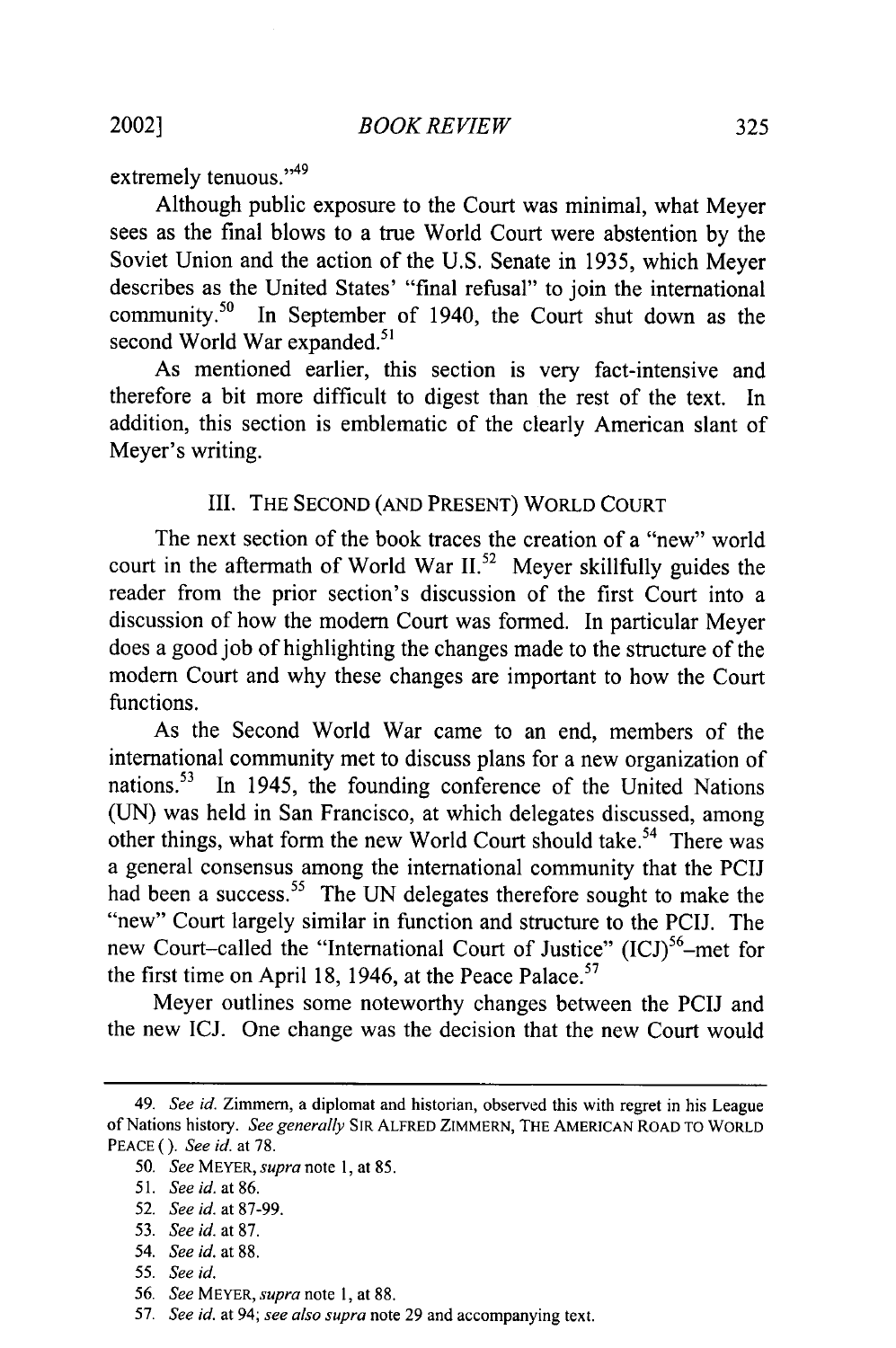extremely tenuous."[49]

Although public exposure to the Court was minimal, what Meyer sees as the final blows to a true World Court were abstention by the Soviet Union and the action of the U.S. Senate in 1935, which Meyer describes as the United States' "final refusal" to join the international community.[50] In September of 1940, the Court shut down as the second World War expanded.[51]

As mentioned earlier, this section is very fact-intensive and therefore a bit more difficult to digest than the rest of the text. In addition, this section is emblematic of the clearly American slant of Meyer's writing.

## III. THE SECOND (AND PRESENT) WORLD COURT

The next section of the book traces the creation of a "new" world court in the aftermath of World War II.[52] Meyer skillfully guides the reader from the prior section's discussion of the first Court into a discussion of how the modern Court was formed. In particular Meyer does a good job of highlighting the changes made to the structure of the modern Court and why these changes are important to how the Court functions.

As the Second World War came to an end, members of the international community met to discuss plans for a new organization of nations.[53] In 1945, the founding conference of the United Nations (UN) was held in San Francisco, at which delegates discussed, among other things, what form the new World Court should take.[54] There was a general consensus among the international community that the PCIJ had been a success.[55] The UN delegates therefore sought to make the "new" Court largely similar in function and structure to the PCIJ. The new Court–called the "International Court of Justice" (ICJ)[56]–met for the first time on April 18, 1946, at the Peace Palace.[57]

Meyer outlines some noteworthy changes between the PCIJ and the new ICJ. One change was the decision that the new Court would

---

49. *See id.* Zimmern, a diplomat and historian, observed this with regret in his League of Nations history. *See generally* SIR ALFRED ZIMMERN, THE AMERICAN ROAD TO WORLD PEACE ( ). *See id.* at 78.

50. *See* MEYER, *supra* note 1, at 85.

51. *See id.* at 86.

52. *See id.* at 87-99.

53. *See id.* at 87.

54. *See id.* at 88.

55. *See id.*

56. *See* MEYER, *supra* note 1, at 88.

57. *See id.* at 94; *see also supra* note 29 and accompanying text.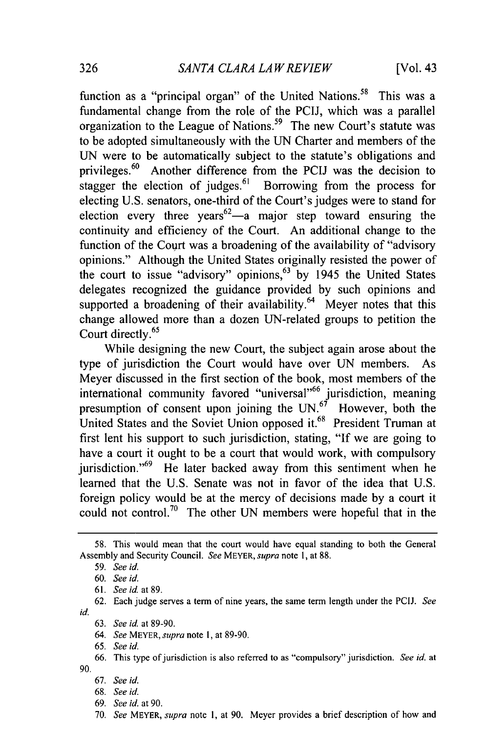function as a "principal organ" of the United Nations.[58] This was a fundamental change from the role of the PCIJ, which was a parallel organization to the League of Nations.[59] The new Court's statute was to be adopted simultaneously with the UN Charter and members of the UN were to be automatically subject to the statute's obligations and privileges.[60] Another difference from the PCIJ was the decision to stagger the election of judges.[61] Borrowing from the process for electing U.S. senators, one-third of the Court's judges were to stand for election every three years[62]—a major step toward ensuring the continuity and efficiency of the Court. An additional change to the function of the Court was a broadening of the availability of "advisory opinions." Although the United States originally resisted the power of the court to issue "advisory" opinions,[63] by 1945 the United States delegates recognized the guidance provided by such opinions and supported a broadening of their availability.[64] Meyer notes that this change allowed more than a dozen UN-related groups to petition the Court directly.[65]

While designing the new Court, the subject again arose about the type of jurisdiction the Court would have over UN members. As Meyer discussed in the first section of the book, most members of the international community favored "universal"[66] jurisdiction, meaning presumption of consent upon joining the UN.[67] However, both the United States and the Soviet Union opposed it.[68] President Truman at first lent his support to such jurisdiction, stating, "If we are going to have a court it ought to be a court that would work, with compulsory jurisdiction."[69] He later backed away from this sentiment when he learned that the U.S. Senate was not in favor of the idea that U.S. foreign policy would be at the mercy of decisions made by a court it could not control.[70] The other UN members were hopeful that in the

---

58. This would mean that the court would have equal standing to both the General Assembly and Security Council. *See* MEYER, *supra* note 1, at 88.

59. *See id.*

60. *See id.*

61. *See id.* at 89.

62. Each judge serves a term of nine years, the same term length under the PCIJ. *See id.*

63. *See id.* at 89-90.

64. *See* MEYER, *supra* note 1, at 89-90.

65. *See id.*

66. This type of jurisdiction is also referred to as "compulsory" jurisdiction. *See id.* at 90.

67. *See id.*

68. *See id.*

69. *See id.* at 90.

70. *See* MEYER, *supra* note 1, at 90. Meyer provides a brief description of how and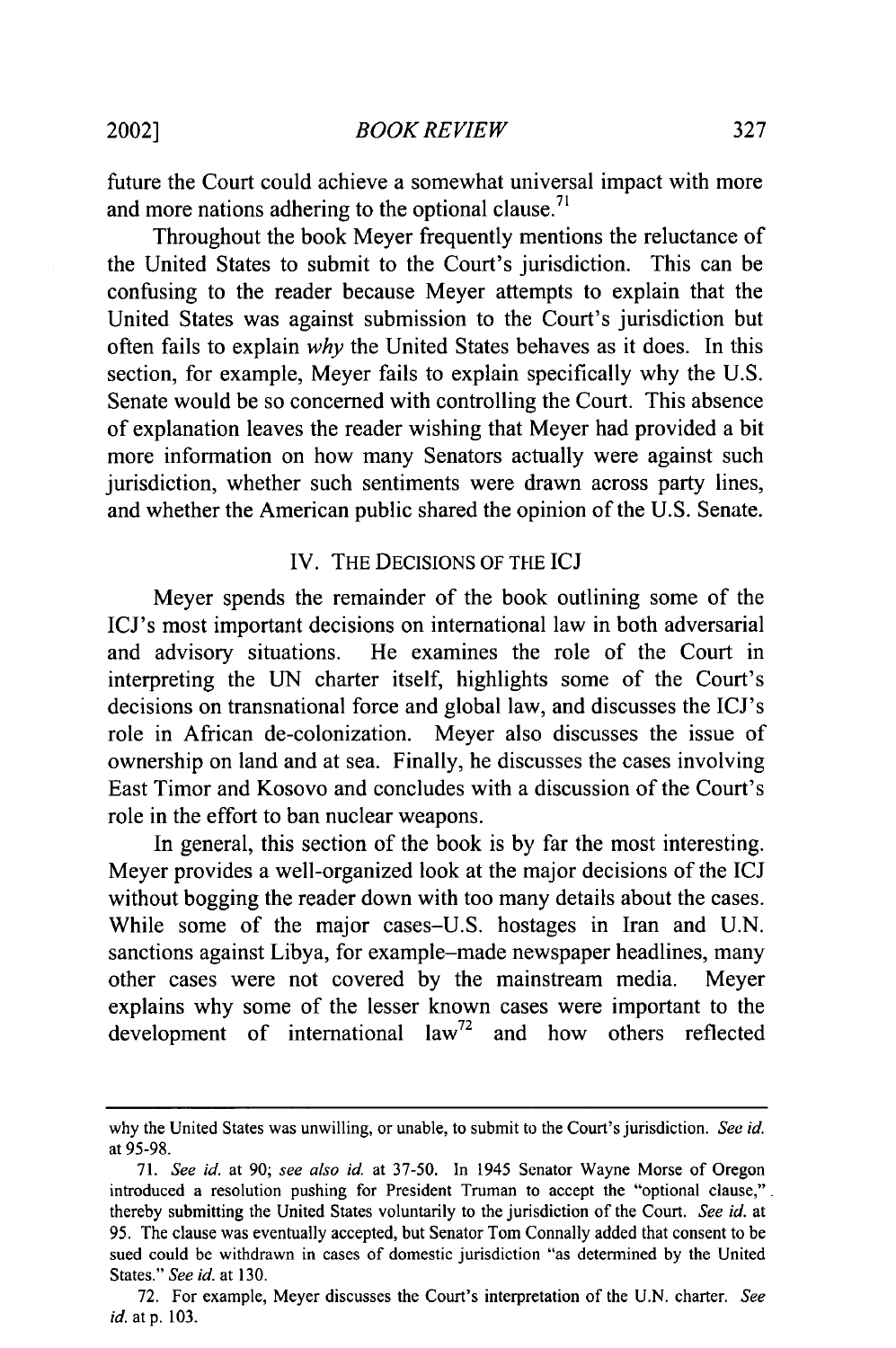future the Court could achieve a somewhat universal impact with more and more nations adhering to the optional clause.[71]

Throughout the book Meyer frequently mentions the reluctance of the United States to submit to the Court's jurisdiction. This can be confusing to the reader because Meyer attempts to explain that the United States was against submission to the Court's jurisdiction but often fails to explain *why* the United States behaves as it does. In this section, for example, Meyer fails to explain specifically why the U.S. Senate would be so concerned with controlling the Court. This absence of explanation leaves the reader wishing that Meyer had provided a bit more information on how many Senators actually were against such jurisdiction, whether such sentiments were drawn across party lines, and whether the American public shared the opinion of the U.S. Senate.

## IV. THE DECISIONS OF THE ICJ

Meyer spends the remainder of the book outlining some of the ICJ's most important decisions on international law in both adversarial and advisory situations. He examines the role of the Court in interpreting the UN charter itself, highlights some of the Court's decisions on transnational force and global law, and discusses the ICJ's role in African de-colonization. Meyer also discusses the issue of ownership on land and at sea. Finally, he discusses the cases involving East Timor and Kosovo and concludes with a discussion of the Court's role in the effort to ban nuclear weapons.

In general, this section of the book is by far the most interesting. Meyer provides a well-organized look at the major decisions of the ICJ without bogging the reader down with too many details about the cases. While some of the major cases–U.S. hostages in Iran and U.N. sanctions against Libya, for example–made newspaper headlines, many other cases were not covered by the mainstream media. Meyer explains why some of the lesser known cases were important to the development of international law[72] and how others reflected

---

why the United States was unwilling, or unable, to submit to the Court's jurisdiction. *See id.* at 95-98.

71. *See id.* at 90; *see also id.* at 37-50. In 1945 Senator Wayne Morse of Oregon introduced a resolution pushing for President Truman to accept the "optional clause," thereby submitting the United States voluntarily to the jurisdiction of the Court. *See id.* at 95. The clause was eventually accepted, but Senator Tom Connally added that consent to be sued could be withdrawn in cases of domestic jurisdiction "as determined by the United States." *See id.* at 130.

72. For example, Meyer discusses the Court's interpretation of the U.N. charter. *See id.* at p. 103.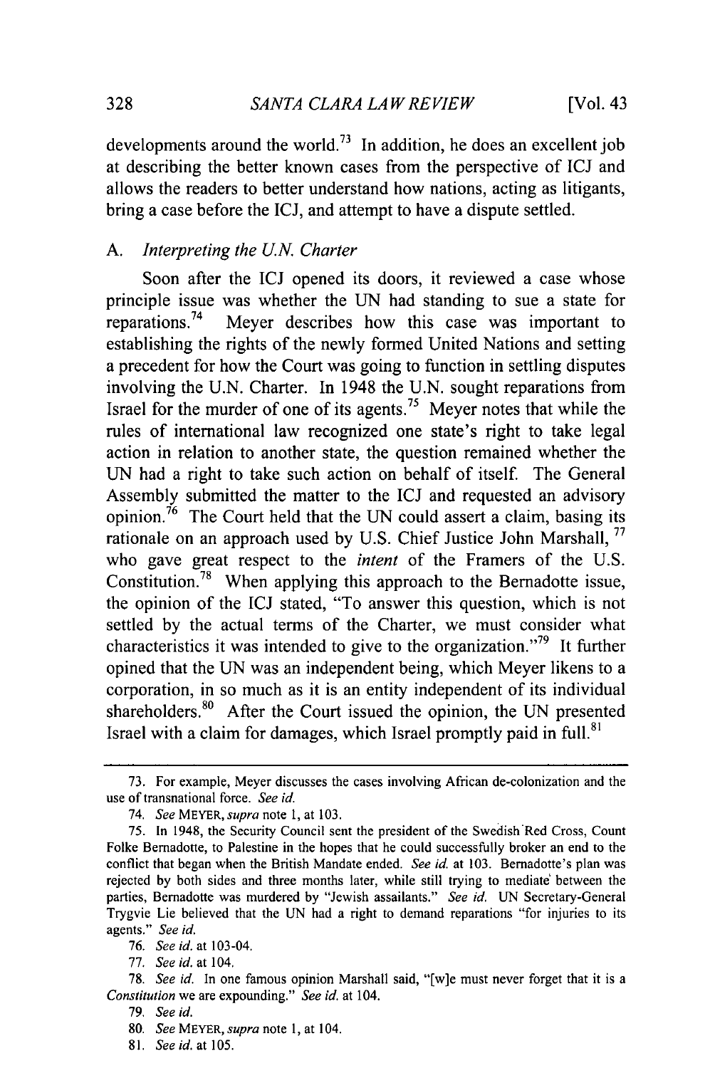developments around the world.[73] In addition, he does an excellent job at describing the better known cases from the perspective of ICJ and allows the readers to better understand how nations, acting as litigants, bring a case before the ICJ, and attempt to have a dispute settled.

### A. *Interpreting the U.N. Charter*

Soon after the ICJ opened its doors, it reviewed a case whose principle issue was whether the UN had standing to sue a state for reparations.[74] Meyer describes how this case was important to establishing the rights of the newly formed United Nations and setting a precedent for how the Court was going to function in settling disputes involving the U.N. Charter. In 1948 the U.N. sought reparations from Israel for the murder of one of its agents.[75] Meyer notes that while the rules of international law recognized one state's right to take legal action in relation to another state, the question remained whether the UN had a right to take such action on behalf of itself. The General Assembly submitted the matter to the ICJ and requested an advisory opinion.[76] The Court held that the UN could assert a claim, basing its rationale on an approach used by U.S. Chief Justice John Marshall,[77] who gave great respect to the *intent* of the Framers of the U.S. Constitution.[78] When applying this approach to the Bernadotte issue, the opinion of the ICJ stated, "To answer this question, which is not settled by the actual terms of the Charter, we must consider what characteristics it was intended to give to the organization."[79] It further opined that the UN was an independent being, which Meyer likens to a corporation, in so much as it is an entity independent of its individual shareholders.[80] After the Court issued the opinion, the UN presented Israel with a claim for damages, which Israel promptly paid in full.[81]

---

73. For example, Meyer discusses the cases involving African de-colonization and the use of transnational force. *See id.*

74. *See* MEYER, *supra* note 1, at 103.

75. In 1948, the Security Council sent the president of the Swedish Red Cross, Count Folke Bernadotte, to Palestine in the hopes that he could successfully broker an end to the conflict that began when the British Mandate ended. *See id.* at 103. Bernadotte's plan was rejected by both sides and three months later, while still trying to mediate between the parties, Bernadotte was murdered by "Jewish assailants." *See id.* UN Secretary-General Trygvie Lie believed that the UN had a right to demand reparations "for injuries to its agents." *See id.*

76. *See id.* at 103-04.

77. *See id.* at 104.

78. *See id.* In one famous opinion Marshall said, "[w]e must never forget that it is a *Constitution* we are expounding." *See id.* at 104.

79. *See id.*

80. *See* MEYER, *supra* note 1, at 104.

81. *See id.* at 105.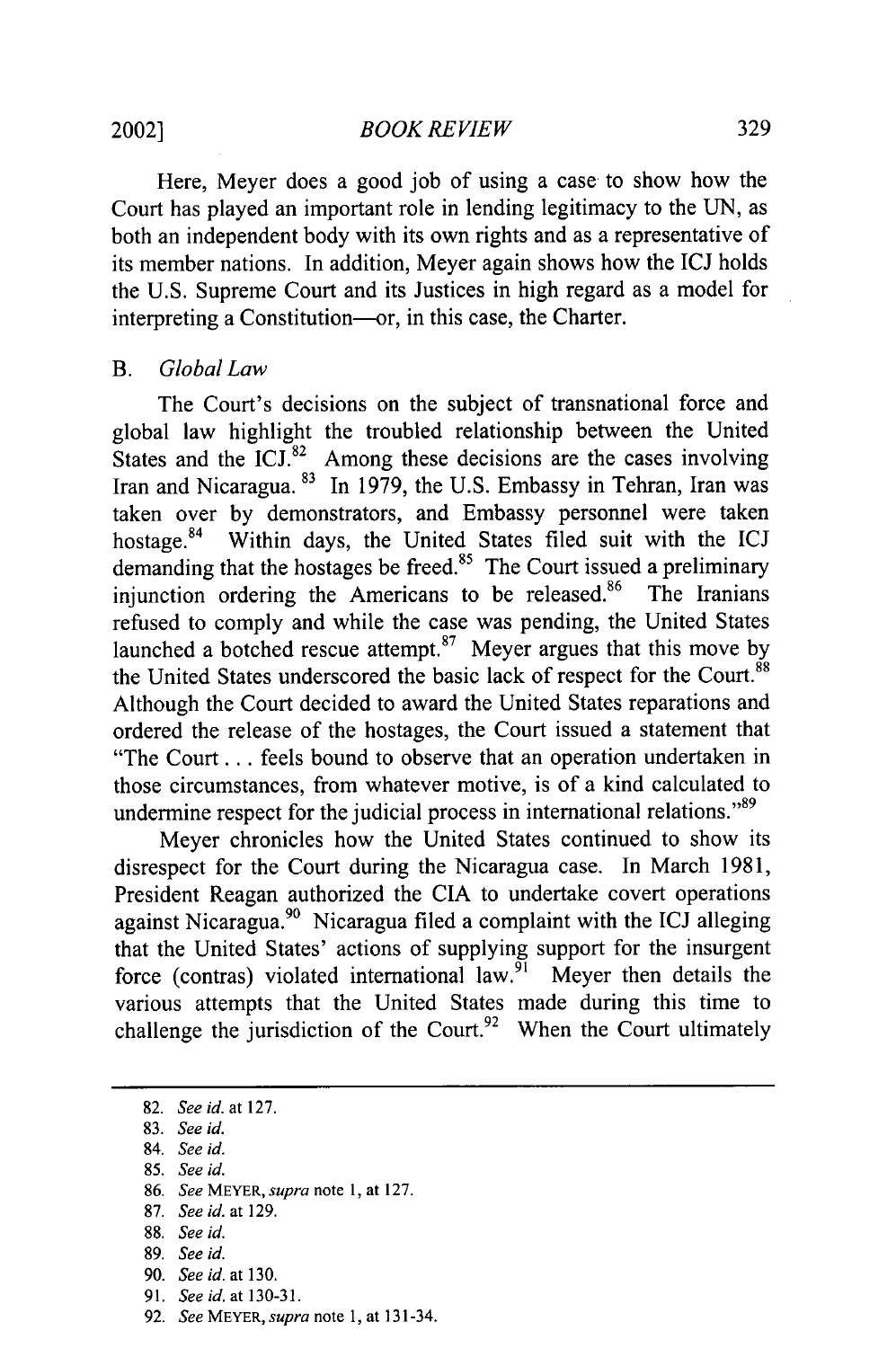Here, Meyer does a good job of using a case to show how the Court has played an important role in lending legitimacy to the UN, as both an independent body with its own rights and as a representative of its member nations. In addition, Meyer again shows how the ICJ holds the U.S. Supreme Court and its Justices in high regard as a model for interpreting a Constitution—or, in this case, the Charter.

### B. *Global Law*

The Court's decisions on the subject of transnational force and global law highlight the troubled relationship between the United States and the ICJ.[82] Among these decisions are the cases involving Iran and Nicaragua.[83] In 1979, the U.S. Embassy in Tehran, Iran was taken over by demonstrators, and Embassy personnel were taken hostage.[84] Within days, the United States filed suit with the ICJ demanding that the hostages be freed.[85] The Court issued a preliminary injunction ordering the Americans to be released.[86] The Iranians refused to comply and while the case was pending, the United States launched a botched rescue attempt.[87] Meyer argues that this move by the United States underscored the basic lack of respect for the Court.[88] Although the Court decided to award the United States reparations and ordered the release of the hostages, the Court issued a statement that "The Court . . . feels bound to observe that an operation undertaken in those circumstances, from whatever motive, is of a kind calculated to undermine respect for the judicial process in international relations."[89]

Meyer chronicles how the United States continued to show its disrespect for the Court during the Nicaragua case. In March 1981, President Reagan authorized the CIA to undertake covert operations against Nicaragua.[90] Nicaragua filed a complaint with the ICJ alleging that the United States' actions of supplying support for the insurgent force (contras) violated international law.[91] Meyer then details the various attempts that the United States made during this time to challenge the jurisdiction of the Court.[92] When the Court ultimately

---

82. *See id.* at 127.
83. *See id.*
84. *See id.*
85. *See id.*
86. *See* MEYER, *supra* note 1, at 127.
87. *See id.* at 129.
88. *See id.*
89. *See id.*
90. *See id.* at 130.
91. *See id.* at 130-31.
92. *See* MEYER, *supra* note 1, at 131-34.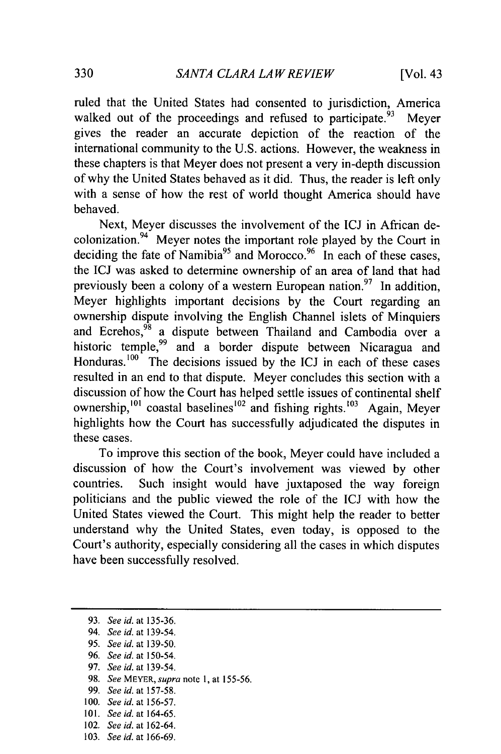ruled that the United States had consented to jurisdiction, America walked out of the proceedings and refused to participate.[93] Meyer gives the reader an accurate depiction of the reaction of the international community to the U.S. actions. However, the weakness in these chapters is that Meyer does not present a very in-depth discussion of why the United States behaved as it did. Thus, the reader is left only with a sense of how the rest of world thought America should have behaved.

Next, Meyer discusses the involvement of the ICJ in African decolonization.[94] Meyer notes the important role played by the Court in deciding the fate of Namibia[95] and Morocco.[96] In each of these cases, the ICJ was asked to determine ownership of an area of land that had previously been a colony of a western European nation.[97] In addition, Meyer highlights important decisions by the Court regarding an ownership dispute involving the English Channel islets of Minquiers and Ecrehos,[98] a dispute between Thailand and Cambodia over a historic temple,[99] and a border dispute between Nicaragua and Honduras.[100] The decisions issued by the ICJ in each of these cases resulted in an end to that dispute. Meyer concludes this section with a discussion of how the Court has helped settle issues of continental shelf ownership,[101] coastal baselines[102] and fishing rights.[103] Again, Meyer highlights how the Court has successfully adjudicated the disputes in these cases.

To improve this section of the book, Meyer could have included a discussion of how the Court's involvement was viewed by other countries. Such insight would have juxtaposed the way foreign politicians and the public viewed the role of the ICJ with how the United States viewed the Court. This might help the reader to better understand why the United States, even today, is opposed to the Court's authority, especially considering all the cases in which disputes have been successfully resolved.

---

93. *See id.* at 135-36.
94. *See id.* at 139-54.
95. *See id.* at 139-50.
96. *See id.* at 150-54.
97. *See id.* at 139-54.
98. *See* MEYER, *supra* note 1, at 155-56.
99. *See id.* at 157-58.
100. *See id.* at 156-57.
101. *See id.* at 164-65.
102. *See id.* at 162-64.
103. *See id.* at 166-69.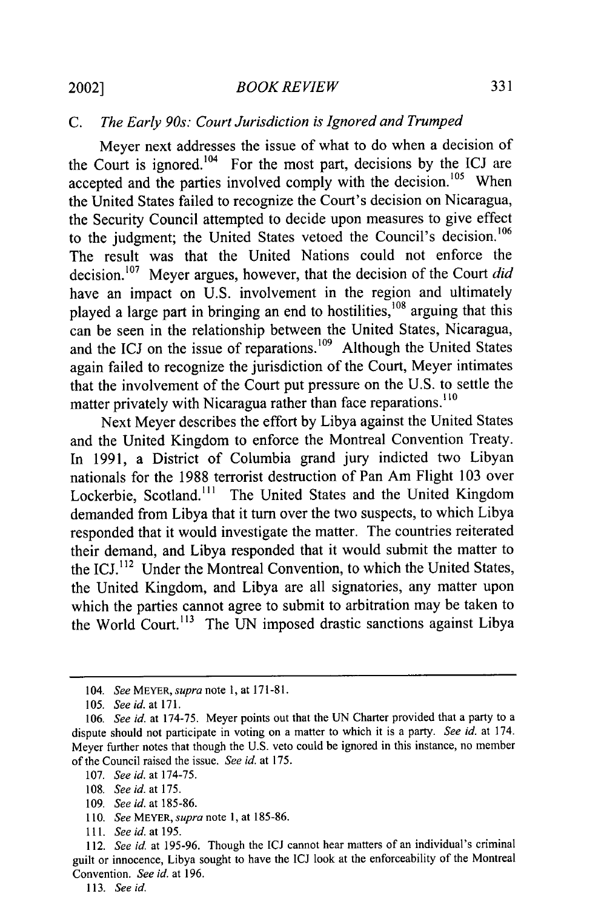### C. *The Early 90s: Court Jurisdiction is Ignored and Trumped*

Meyer next addresses the issue of what to do when a decision of the Court is ignored.[104] For the most part, decisions by the ICJ are accepted and the parties involved comply with the decision.[105] When the United States failed to recognize the Court's decision on Nicaragua, the Security Council attempted to decide upon measures to give effect to the judgment; the United States vetoed the Council's decision.[106] The result was that the United Nations could not enforce the decision.[107] Meyer argues, however, that the decision of the Court *did* have an impact on U.S. involvement in the region and ultimately played a large part in bringing an end to hostilities,[108] arguing that this can be seen in the relationship between the United States, Nicaragua, and the ICJ on the issue of reparations.[109] Although the United States again failed to recognize the jurisdiction of the Court, Meyer intimates that the involvement of the Court put pressure on the U.S. to settle the matter privately with Nicaragua rather than face reparations.[110]

Next Meyer describes the effort by Libya against the United States and the United Kingdom to enforce the Montreal Convention Treaty. In 1991, a District of Columbia grand jury indicted two Libyan nationals for the 1988 terrorist destruction of Pan Am Flight 103 over Lockerbie, Scotland.[111] The United States and the United Kingdom demanded from Libya that it turn over the two suspects, to which Libya responded that it would investigate the matter. The countries reiterated their demand, and Libya responded that it would submit the matter to the ICJ.[112] Under the Montreal Convention, to which the United States, the United Kingdom, and Libya are all signatories, any matter upon which the parties cannot agree to submit to arbitration may be taken to the World Court.[113] The UN imposed drastic sanctions against Libya

---

104. *See* MEYER, *supra* note 1, at 171-81.

105. *See id.* at 171.

106. *See id.* at 174-75. Meyer points out that the UN Charter provided that a party to a dispute should not participate in voting on a matter to which it is a party. *See id.* at 174. Meyer further notes that though the U.S. veto could be ignored in this instance, no member of the Council raised the issue. *See id.* at 175.

107. *See id.* at 174-75.

108. *See id.* at 175.

109. *See id.* at 185-86.

110. *See* MEYER, *supra* note 1, at 185-86.

111. *See id.* at 195.

112. *See id.* at 195-96. Though the ICJ cannot hear matters of an individual's criminal guilt or innocence, Libya sought to have the ICJ look at the enforceability of the Montreal Convention. *See id.* at 196.

113. *See id.*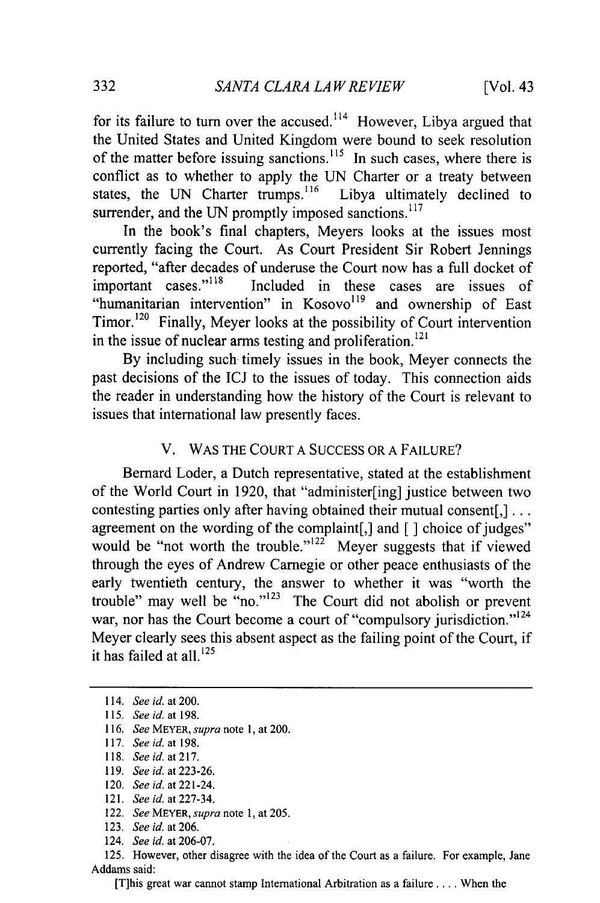for its failure to turn over the accused.[114] However, Libya argued that the United States and United Kingdom were bound to seek resolution of the matter before issuing sanctions.[115] In such cases, where there is conflict as to whether to apply the UN Charter or a treaty between states, the UN Charter trumps.[116] Libya ultimately declined to surrender, and the UN promptly imposed sanctions.[117]

In the book's final chapters, Meyers looks at the issues most currently facing the Court. As Court President Sir Robert Jennings reported, "after decades of underuse the Court now has a full docket of important cases."[118] Included in these cases are issues of "humanitarian intervention" in Kosovo[119] and ownership of East Timor.[120] Finally, Meyer looks at the possibility of Court intervention in the issue of nuclear arms testing and proliferation.[121]

By including such timely issues in the book, Meyer connects the past decisions of the ICJ to the issues of today. This connection aids the reader in understanding how the history of the Court is relevant to issues that international law presently faces.

## V. WAS THE COURT A SUCCESS OR A FAILURE?

Bernard Loder, a Dutch representative, stated at the establishment of the World Court in 1920, that "administer[ing] justice between two contesting parties only after having obtained their mutual consent[,] . . . agreement on the wording of the complaint[,] and [ ] choice of judges" would be "not worth the trouble."[122] Meyer suggests that if viewed through the eyes of Andrew Carnegie or other peace enthusiasts of the early twentieth century, the answer to whether it was "worth the trouble" may well be "no."[123] The Court did not abolish or prevent war, nor has the Court become a court of "compulsory jurisdiction."[124] Meyer clearly sees this absent aspect as the failing point of the Court, if it has failed at all.[125]

---

114. *See id.* at 200.

115. *See id.* at 198.

116. *See* MEYER, *supra* note 1, at 200.

117. *See id.* at 198.

118. *See id.* at 217.

119. *See id.* at 223-26.

120. *See id.* at 221-24.

121. *See id.* at 227-34.

122. *See* MEYER, *supra* note 1, at 205.

123. *See id.* at 206.

124. *See id.* at 206-07.

125. However, other disagree with the idea of the Court as a failure. For example, Jane Addams said:

> [T]his great war cannot stamp International Arbitration as a failure . . . . When the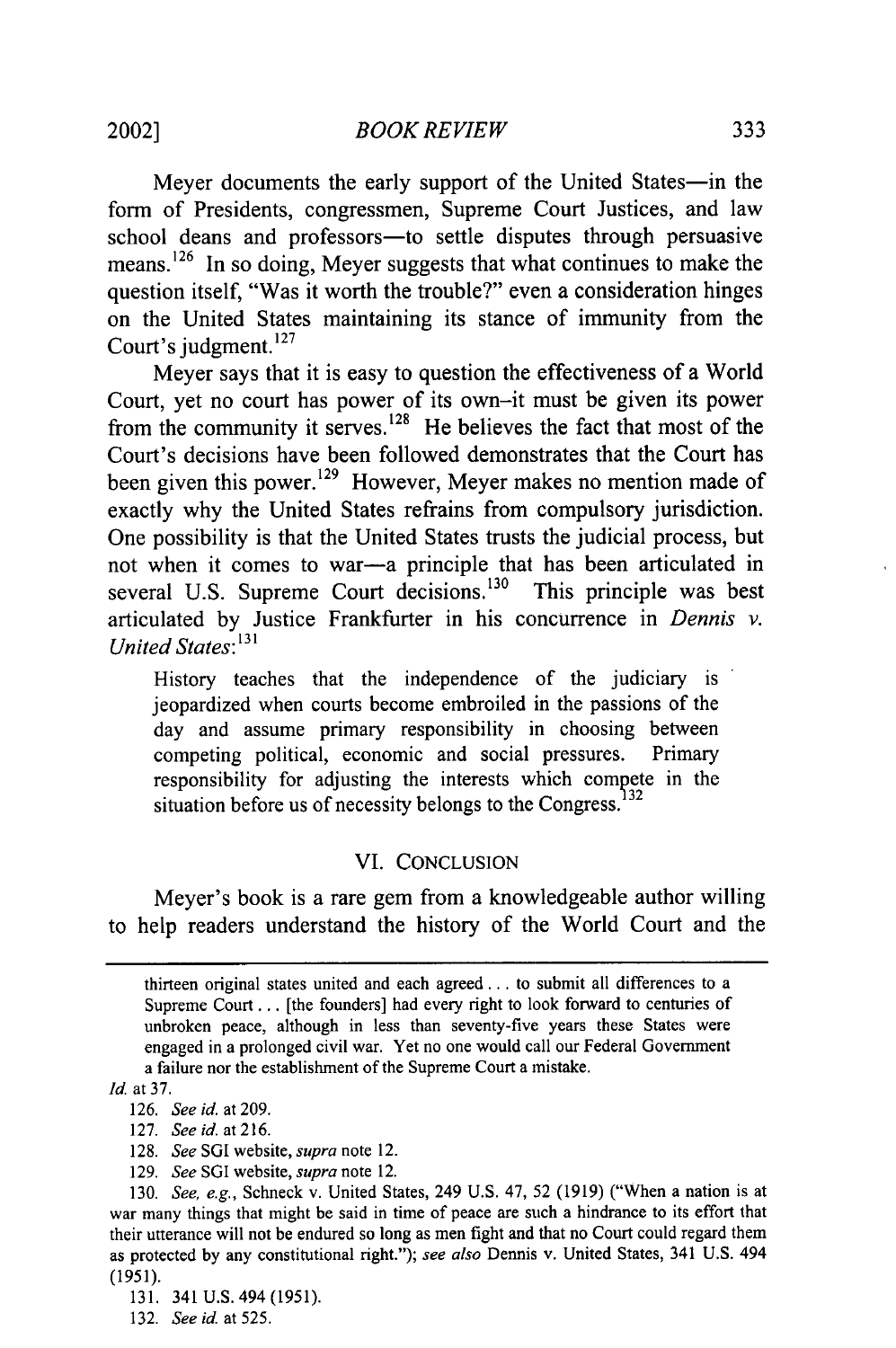Meyer documents the early support of the United States—in the form of Presidents, congressmen, Supreme Court Justices, and law school deans and professors—to settle disputes through persuasive means.[126] In so doing, Meyer suggests that what continues to make the question itself, "Was it worth the trouble?" even a consideration hinges on the United States maintaining its stance of immunity from the Court's judgment.[127]

Meyer says that it is easy to question the effectiveness of a World Court, yet no court has power of its own–it must be given its power from the community it serves.[128] He believes the fact that most of the Court's decisions have been followed demonstrates that the Court has been given this power.[129] However, Meyer makes no mention made of exactly why the United States refrains from compulsory jurisdiction. One possibility is that the United States trusts the judicial process, but not when it comes to war—a principle that has been articulated in several U.S. Supreme Court decisions.[130] This principle was best articulated by Justice Frankfurter in his concurrence in *Dennis v. United States*:[131]

> History teaches that the independence of the judiciary is jeopardized when courts become embroiled in the passions of the day and assume primary responsibility in choosing between competing political, economic and social pressures. Primary responsibility for adjusting the interests which compete in the situation before us of necessity belongs to the Congress.[132]

## VI. CONCLUSION

Meyer's book is a rare gem from a knowledgeable author willing to help readers understand the history of the World Court and the

---

thirteen original states united and each agreed . . . to submit all differences to a Supreme Court . . . [the founders] had every right to look forward to centuries of unbroken peace, although in less than seventy-five years these States were engaged in a prolonged civil war. Yet no one would call our Federal Government a failure nor the establishment of the Supreme Court a mistake.

*Id.* at 37.

126. *See id.* at 209.

127. *See id.* at 216.

128. *See* SGI website, *supra* note 12.

129. *See* SGI website, *supra* note 12.

130. *See, e.g.*, Schneck v. United States, 249 U.S. 47, 52 (1919) ("When a nation is at war many things that might be said in time of peace are such a hindrance to its effort that their utterance will not be endured so long as men fight and that no Court could regard them as protected by any constitutional right."); *see also* Dennis v. United States, 341 U.S. 494 (1951).

131. 341 U.S. 494 (1951).

132. *See id.* at 525.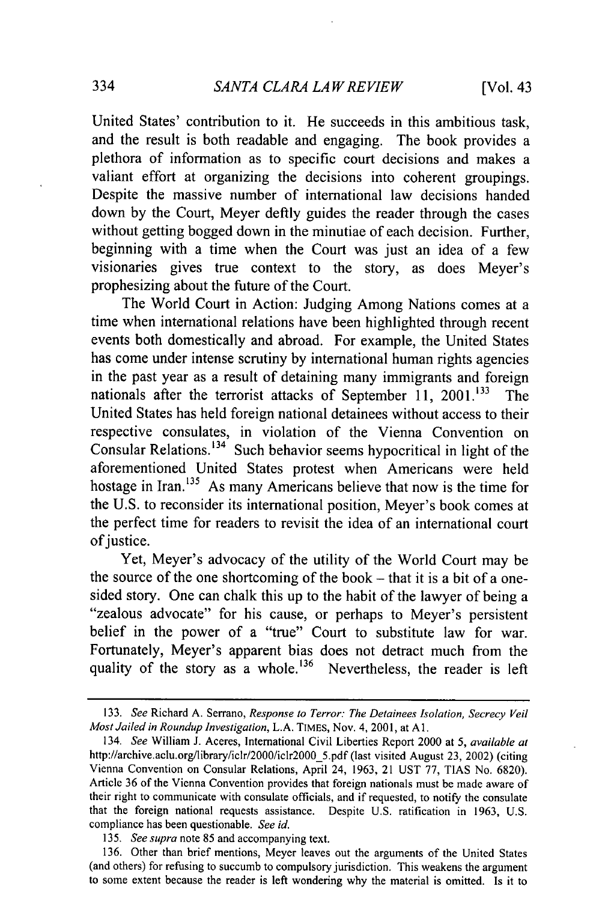United States' contribution to it. He succeeds in this ambitious task, and the result is both readable and engaging. The book provides a plethora of information as to specific court decisions and makes a valiant effort at organizing the decisions into coherent groupings. Despite the massive number of international law decisions handed down by the Court, Meyer deftly guides the reader through the cases without getting bogged down in the minutiae of each decision. Further, beginning with a time when the Court was just an idea of a few visionaries gives true context to the story, as does Meyer's prophesizing about the future of the Court.

The World Court in Action: Judging Among Nations comes at a time when international relations have been highlighted through recent events both domestically and abroad. For example, the United States has come under intense scrutiny by international human rights agencies in the past year as a result of detaining many immigrants and foreign nationals after the terrorist attacks of September 11, 2001.[133] The United States has held foreign national detainees without access to their respective consulates, in violation of the Vienna Convention on Consular Relations.[134] Such behavior seems hypocritical in light of the aforementioned United States protest when Americans were held hostage in Iran.[135] As many Americans believe that now is the time for the U.S. to reconsider its international position, Meyer's book comes at the perfect time for readers to revisit the idea of an international court of justice.

Yet, Meyer's advocacy of the utility of the World Court may be the source of the one shortcoming of the book – that it is a bit of a one-sided story. One can chalk this up to the habit of the lawyer of being a "zealous advocate" for his cause, or perhaps to Meyer's persistent belief in the power of a "true" Court to substitute law for war. Fortunately, Meyer's apparent bias does not detract much from the quality of the story as a whole.[136] Nevertheless, the reader is left

---

133. *See* Richard A. Serrano, *Response to Terror: The Detainees Isolation, Secrecy Veil Most Jailed in Roundup Investigation*, L.A. TIMES, Nov. 4, 2001, at A1.

134. *See* William J. Aceres, International Civil Liberties Report 2000 at 5, *available at* http://archive.aclu.org/library/iclr/2000/iclr2000_5.pdf (last visited August 23, 2002) (citing Vienna Convention on Consular Relations, April 24, 1963, 21 UST 77, TIAS No. 6820). Article 36 of the Vienna Convention provides that foreign nationals must be made aware of their right to communicate with consulate officials, and if requested, to notify the consulate that the foreign national requests assistance. Despite U.S. ratification in 1963, U.S. compliance has been questionable. *See id.*

135. *See supra* note 85 and accompanying text.

136. Other than brief mentions, Meyer leaves out the arguments of the United States (and others) for refusing to succumb to compulsory jurisdiction. This weakens the argument to some extent because the reader is left wondering why the material is omitted. Is it to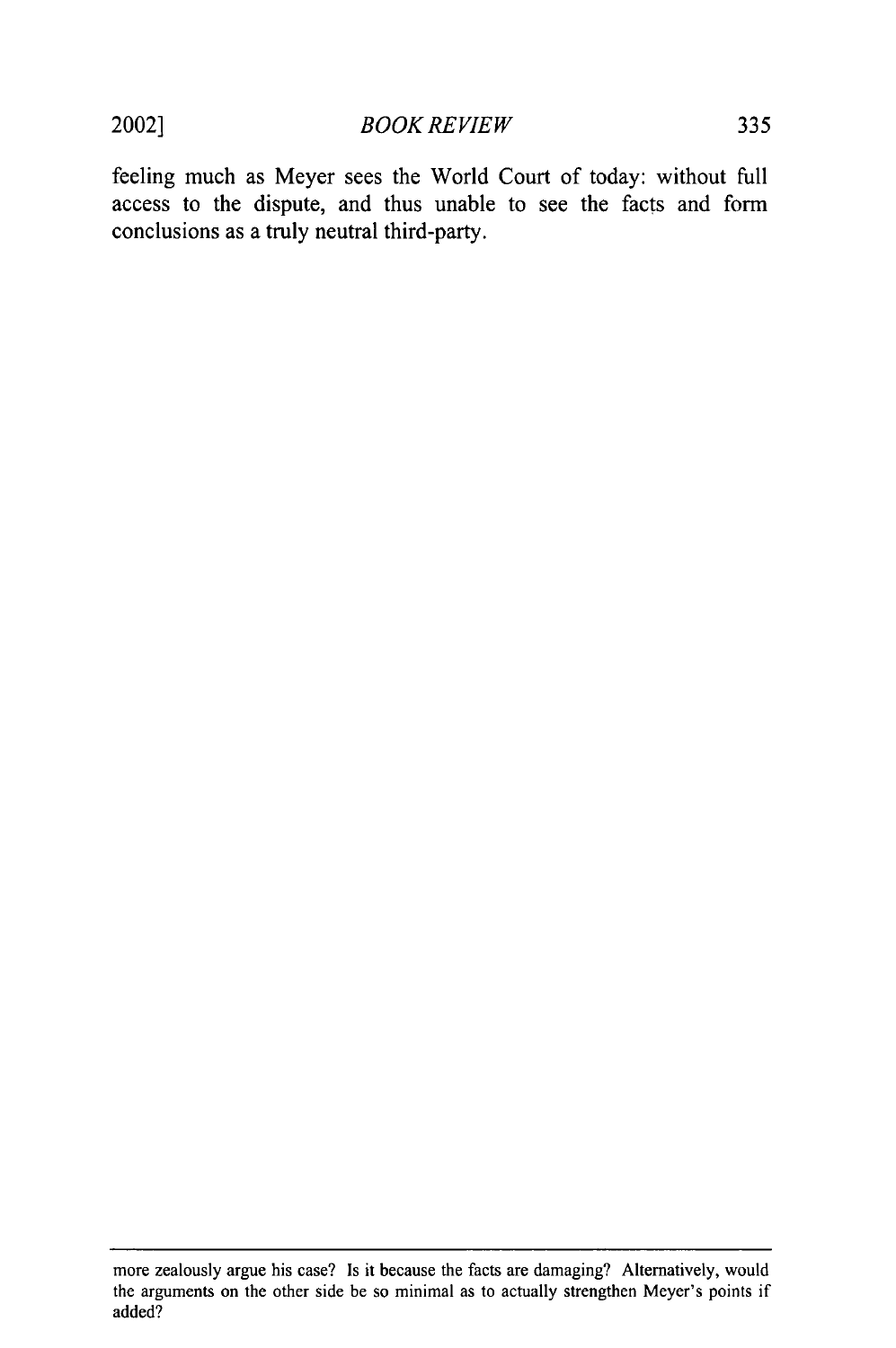feeling much as Meyer sees the World Court of today: without full access to the dispute, and thus unable to see the facts and form conclusions as a truly neutral third-party.

---

more zealously argue his case? Is it because the facts are damaging? Alternatively, would the arguments on the other side be so minimal as to actually strengthen Meyer's points if added?